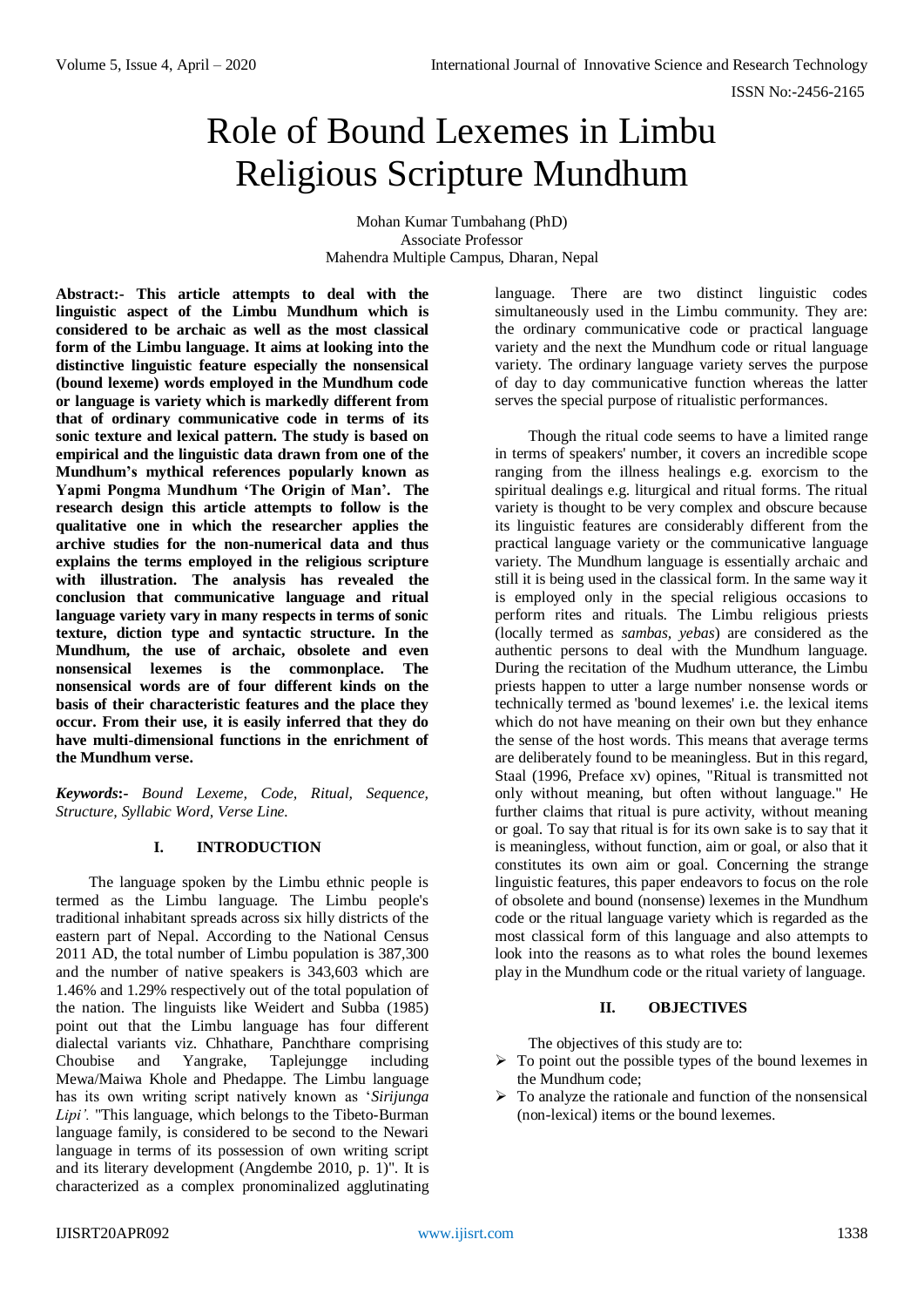# Role of Bound Lexemes in Limbu Religious Scripture Mundhum

Mohan Kumar Tumbahang (PhD)
Associate Professor
Mahendra Multiple Campus, Dharan, Nepal

**Abstract:- This article attempts to deal with the linguistic aspect of the Limbu Mundhum which is considered to be archaic as well as the most classical form of the Limbu language. It aims at looking into the distinctive linguistic feature especially the nonsensical (bound lexeme) words employed in the Mundhum code or language is variety which is markedly different from that of ordinary communicative code in terms of its sonic texture and lexical pattern. The study is based on empirical and the linguistic data drawn from one of the Mundhum's mythical references popularly known as Yapmi Pongma Mundhum 'The Origin of Man'. The research design this article attempts to follow is the qualitative one in which the researcher applies the archive studies for the non-numerical data and thus explains the terms employed in the religious scripture with illustration. The analysis has revealed the conclusion that communicative language and ritual language variety vary in many respects in terms of sonic texture, diction type and syntactic structure. In the Mundhum, the use of archaic, obsolete and even nonsensical lexemes is the commonplace. The nonsensical words are of four different kinds on the basis of their characteristic features and the place they occur. From their use, it is easily inferred that they do have multi-dimensional functions in the enrichment of the Mundhum verse.**

***Keywords:-*** *Bound Lexeme, Code, Ritual, Sequence, Structure, Syllabic Word, Verse Line.*

## I. INTRODUCTION

The language spoken by the Limbu ethnic people is termed as the Limbu language. The Limbu people's traditional inhabitant spreads across six hilly districts of the eastern part of Nepal. According to the National Census 2011 AD, the total number of Limbu population is 387,300 and the number of native speakers is 343,603 which are 1.46% and 1.29% respectively out of the total population of the nation. The linguists like Weidert and Subba (1985) point out that the Limbu language has four different dialectal variants viz. Chhathare, Panchthare comprising Choubise and Yangrake, Taplejungge including Mewa/Maiwa Khole and Phedappe. The Limbu language has its own writing script natively known as '*Sirijunga Lipi'*. "This language, which belongs to the Tibeto-Burman language family, is considered to be second to the Newari language in terms of its possession of own writing script and its literary development (Angdembe 2010, p. 1)". It is characterized as a complex pronominalized agglutinating language. There are two distinct linguistic codes simultaneously used in the Limbu community. They are: the ordinary communicative code or practical language variety and the next the Mundhum code or ritual language variety. The ordinary language variety serves the purpose of day to day communicative function whereas the latter serves the special purpose of ritualistic performances.

Though the ritual code seems to have a limited range in terms of speakers' number, it covers an incredible scope ranging from the illness healings e.g. exorcism to the spiritual dealings e.g. liturgical and ritual forms. The ritual variety is thought to be very complex and obscure because its linguistic features are considerably different from the practical language variety or the communicative language variety. The Mundhum language is essentially archaic and still it is being used in the classical form. In the same way it is employed only in the special religious occasions to perform rites and rituals. The Limbu religious priests (locally termed as *sambas, yebas*) are considered as the authentic persons to deal with the Mundhum language. During the recitation of the Mudhum utterance, the Limbu priests happen to utter a large number nonsense words or technically termed as 'bound lexemes' i.e. the lexical items which do not have meaning on their own but they enhance the sense of the host words. This means that average terms are deliberately found to be meaningless. But in this regard, Staal (1996, Preface xv) opines, "Ritual is transmitted not only without meaning, but often without language." He further claims that ritual is pure activity, without meaning or goal. To say that ritual is for its own sake is to say that it is meaningless, without function, aim or goal, or also that it constitutes its own aim or goal. Concerning the strange linguistic features, this paper endeavors to focus on the role of obsolete and bound (nonsense) lexemes in the Mundhum code or the ritual language variety which is regarded as the most classical form of this language and also attempts to look into the reasons as to what roles the bound lexemes play in the Mundhum code or the ritual variety of language.

## II. OBJECTIVES

The objectives of this study are to:

- To point out the possible types of the bound lexemes in the Mundhum code;
- To analyze the rationale and function of the nonsensical (non-lexical) items or the bound lexemes.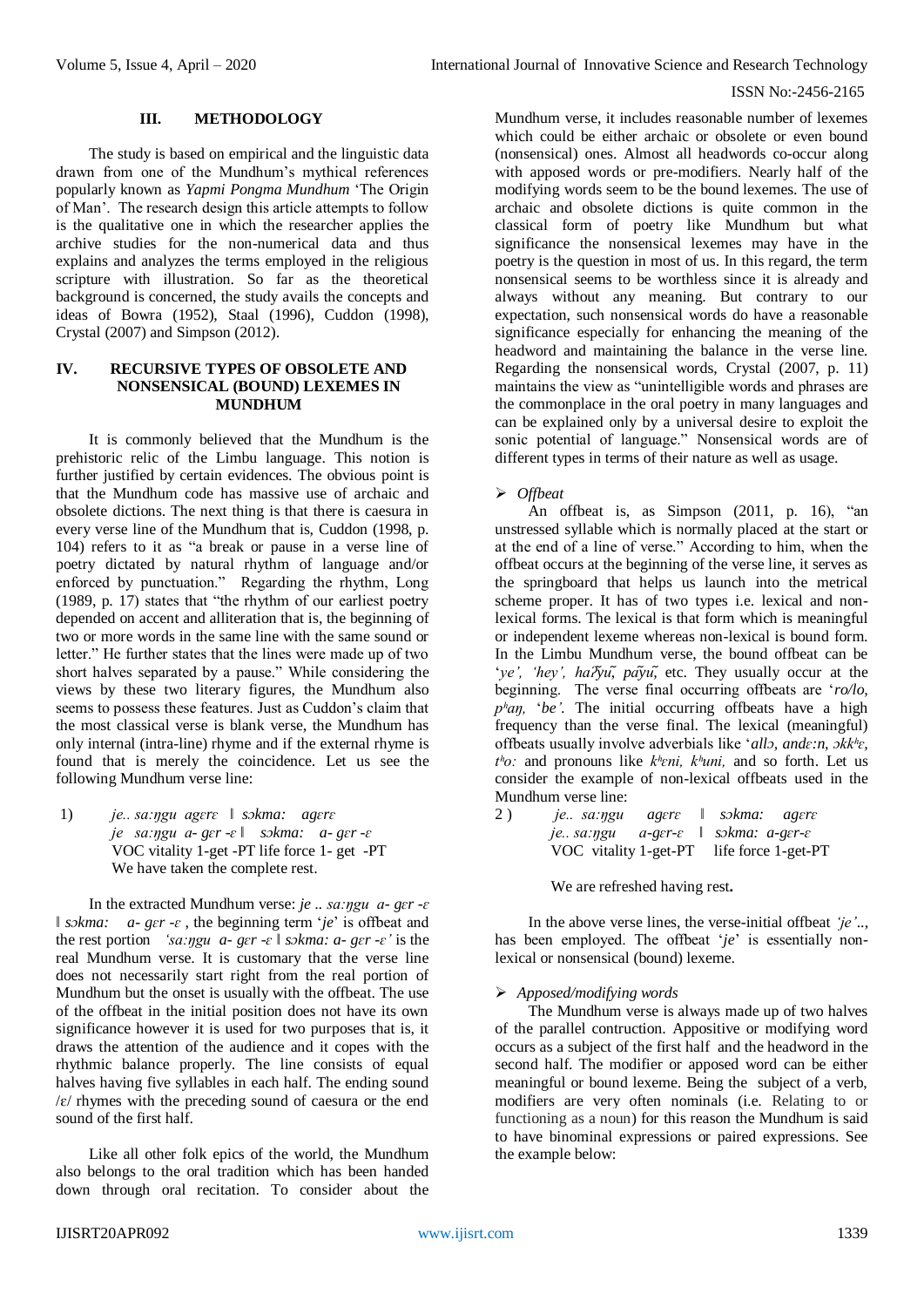## III. METHODOLOGY

The study is based on empirical and the linguistic data drawn from one of the Mundhum's mythical references popularly known as *Yapmi Pongma Mundhum* 'The Origin of Man'. The research design this article attempts to follow is the qualitative one in which the researcher applies the archive studies for the non-numerical data and thus explains and analyzes the terms employed in the religious scripture with illustration. So far as the theoretical background is concerned, the study avails the concepts and ideas of Bowra (1952), Staal (1996), Cuddon (1998), Crystal (2007) and Simpson (2012).

## IV. RECURSIVE TYPES OF OBSOLETE AND NONSENSICAL (BOUND) LEXEMES IN MUNDHUM

It is commonly believed that the Mundhum is the prehistoric relic of the Limbu language. This notion is further justified by certain evidences. The obvious point is that the Mundhum code has massive use of archaic and obsolete dictions. The next thing is that there is caesura in every verse line of the Mundhum that is, Cuddon (1998, p. 104) refers to it as "a break or pause in a verse line of poetry dictated by natural rhythm of language and/or enforced by punctuation." Regarding the rhythm, Long (1989, p. 17) states that "the rhythm of our earliest poetry depended on accent and alliteration that is, the beginning of two or more words in the same line with the same sound or letter." He further states that the lines were made up of two short halves separated by a pause." While considering the views by these two literary figures, the Mundhum also seems to possess these features. Just as Cuddon's claim that the most classical verse is blank verse, the Mundhum has only internal (intra-line) rhyme and if the external rhyme is found that is merely the coincidence. Let us see the following Mundhum verse line:

1) *je.. saːŋgu agɛrɛ ‖ sɔkma: agɛrɛ*
*je saːŋgu a- gɛr -ɛ ‖ sɔkma: a- gɛr -ɛ*
VOC vitality 1-get -PT life force 1- get -PT
We have taken the complete rest.

In the extracted Mundhum verse: *je .. saːŋgu a- gɛr -ɛ ‖ sɔkma: a- gɛr -ɛ* , the beginning term '*je*' is offbeat and the rest portion *'saːŋgu a- gɛr -ɛ ‖ sɔkma: a- gɛr -ɛ'* is the real Mundhum verse. It is customary that the verse line does not necessarily start right from the real portion of Mundhum but the onset is usually with the offbeat. The use of the offbeat in the initial position does not have its own significance however it is used for two purposes that is, it draws the attention of the audience and it copes with the rhythmic balance properly. The line consists of equal halves having five syllables in each half. The ending sound /ɛ/ rhymes with the preceding sound of caesura or the end sound of the first half.

Like all other folk epics of the world, the Mundhum also belongs to the oral tradition which has been handed down through oral recitation. To consider about the Mundhum verse, it includes reasonable number of lexemes which could be either archaic or obsolete or even bound (nonsensical) ones. Almost all headwords co-occur along with apposed words or pre-modifiers. Nearly half of the modifying words seem to be the bound lexemes. The use of archaic and obsolete dictions is quite common in the classical form of poetry like Mundhum but what significance the nonsensical lexemes may have in the poetry is the question in most of us. In this regard, the term nonsensical seems to be worthless since it is already and always without any meaning. But contrary to our expectation, such nonsensical words do have a reasonable significance especially for enhancing the meaning of the headword and maintaining the balance in the verse line. Regarding the nonsensical words, Crystal (2007, p. 11) maintains the view as "unintelligible words and phrases are the commonplace in the oral poetry in many languages and can be explained only by a universal desire to exploit the sonic potential of language." Nonsensical words are of different types in terms of their nature as well as usage.

➢ *Offbeat*

An offbeat is, as Simpson (2011, p. 16), "an unstressed syllable which is normally placed at the start or at the end of a line of verse." According to him, when the offbeat occurs at the beginning of the verse line, it serves as the springboard that helps us launch into the metrical scheme proper. It has of two types i.e. lexical and non-lexical forms. The lexical is that form which is meaningful or independent lexeme whereas non-lexical is bound form. In the Limbu Mundhum verse, the bound offbeat can be '*ye', 'hey', haʔyũ, pa͂yũ,* etc. They usually occur at the beginning. The verse final occurring offbeats are '*ro/lo, pʰaŋ,* '*be'*. The initial occurring offbeats have a high frequency than the verse final. The lexical (meaningful) offbeats usually involve adverbials like '*allɔ, andɛːn, ɔkkʰɛ, tʰoː* and pronouns like *kʰɛni, kʰuni,* and so forth. Let us consider the example of non-lexical offbeats used in the Mundhum verse line:

2 ) *je.. saːŋgu agɛrɛ ‖ sɔkma: agɛrɛ*
*je.. saːŋgu a-gɛr-ɛ ‖ sɔkma: a-gɛr-ɛ*
VOC vitality 1-get-PT life force 1-get-PT

We are refreshed having rest**.**

In the above verse lines, the verse-initial offbeat *'je'..*, has been employed. The offbeat '*je*' is essentially non-lexical or nonsensical (bound) lexeme.

➢ *Apposed/modifying words*

The Mundhum verse is always made up of two halves of the parallel contruction. Appositive or modifying word occurs as a subject of the first half and the headword in the second half. The modifier or apposed word can be either meaningful or bound lexeme. Being the subject of a verb, modifiers are very often nominals (i.e. Relating to or functioning as a noun) for this reason the Mundhum is said to have binominal expressions or paired expressions. See the example below: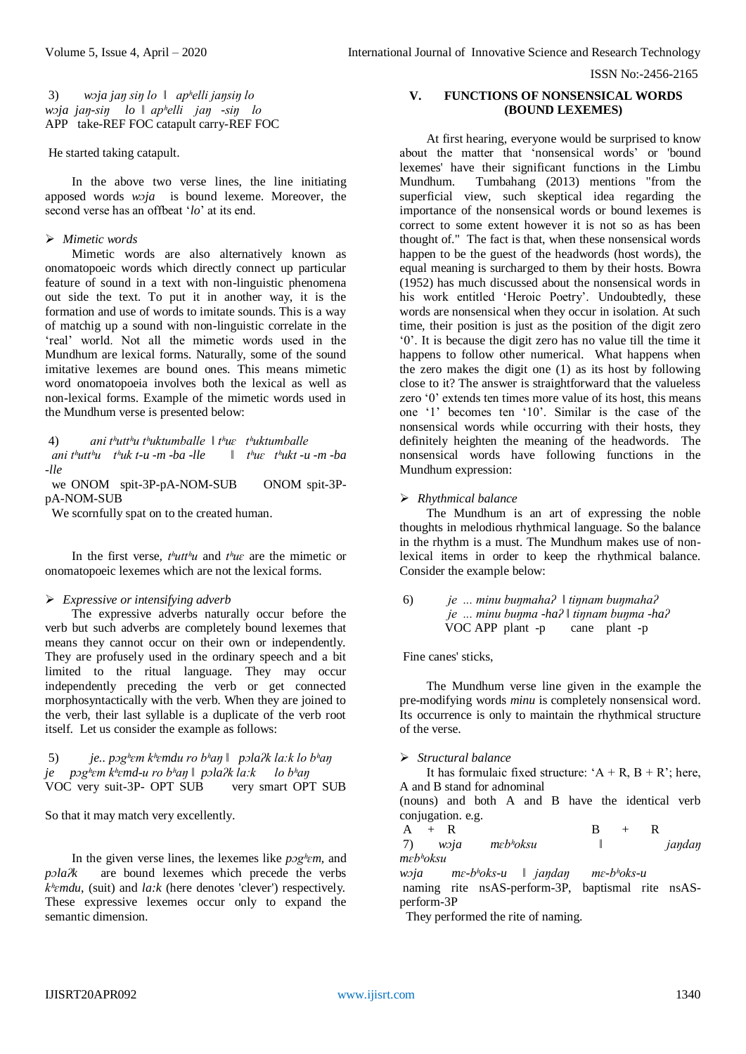3) *wɔja jaŋ siŋ lo* ‖ *apʰelli jaŋsiŋ lo*
*wɔja jaŋ-siŋ lo* ‖ *apʰelli jaŋ -siŋ lo*
APP take-REF FOC catapult carry-REF FOC

He started taking catapult.

In the above two verse lines, the line initiating apposed words *wɔja* is bound lexeme. Moreover, the second verse has an offbeat '*lo*' at its end.

- *Mimetic words*

Mimetic words are also alternatively known as onomatopoeic words which directly connect up particular feature of sound in a text with non-linguistic phenomena out side the text. To put it in another way, it is the formation and use of words to imitate sounds. This is a way of matchig up a sound with non-linguistic correlate in the 'real' world. Not all the mimetic words used in the Mundhum are lexical forms. Naturally, some of the sound imitative lexemes are bound ones. This means mimetic word onomatopoeia involves both the lexical as well as non-lexical forms. Example of the mimetic words used in the Mundhum verse is presented below:

4) *ani tʰuttʰu tʰuktumballe* ‖ *tʰuɛ tʰuktumballe*
*ani tʰuttʰu tʰuk t-u -m -ba -lle* ‖ *tʰuɛ tʰukt -u -m -ba -lle*
we ONOM spit-3P-pA-NOM-SUB ONOM spit-3P-pA-NOM-SUB
We scornfully spat on to the created human.

In the first verse, *tʰuttʰu* and *tʰuɛ* are the mimetic or onomatopoeic lexemes which are not the lexical forms.

- *Expressive or intensifying adverb*

The expressive adverbs naturally occur before the verb but such adverbs are completely bound lexemes that means they cannot occur on their own or independently. They are profusely used in the ordinary speech and a bit limited to the ritual language. They may occur independently preceding the verb or get connected morphosyntactically with the verb. When they are joined to the verb, their last syllable is a duplicate of the verb root itself. Let us consider the example as follows:

5) *je.. pɔgʰɛm kʰɛmdu ro bʰaŋ* ‖ *pɔlaʔk la:k lo bʰaŋ*
*je pɔgʰɛm kʰɛmd-u ro bʰaŋ* ‖ *pɔlaʔk la:k lo bʰaŋ*
VOC very suit-3P- OPT SUB very smart OPT SUB

So that it may match very excellently.

In the given verse lines, the lexemes like *pɔgʰɛm*, and *pɔlaʔk* are bound lexemes which precede the verbs *kʰɛmdu*, (suit) and *la:k* (here denotes 'clever') respectively. These expressive lexemes occur only to expand the semantic dimension.

## V. FUNCTIONS OF NONSENSICAL WORDS (BOUND LEXEMES)

At first hearing, everyone would be surprised to know about the matter that 'nonsensical words' or 'bound lexemes' have their significant functions in the Limbu Mundhum. Tumbahang (2013) mentions "from the superficial view, such skeptical idea regarding the importance of the nonsensical words or bound lexemes is correct to some extent however it is not so as has been thought of." The fact is that, when these nonsensical words happen to be the guest of the headwords (host words), the equal meaning is surcharged to them by their hosts. Bowra (1952) has much discussed about the nonsensical words in his work entitled 'Heroic Poetry'. Undoubtedly, these words are nonsensical when they occur in isolation. At such time, their position is just as the position of the digit zero '0'. It is because the digit zero has no value till the time it happens to follow other numerical. What happens when the zero makes the digit one (1) as its host by following close to it? The answer is straightforward that the valueless zero '0' extends ten times more value of its host, this means one '1' becomes ten '10'. Similar is the case of the nonsensical words while occurring with their hosts, they definitely heighten the meaning of the headwords. The nonsensical words have following functions in the Mundhum expression:

- *Rhythmical balance*

The Mundhum is an art of expressing the noble thoughts in melodious rhythmical language. So the balance in the rhythm is a must. The Mundhum makes use of non-lexical items in order to keep the rhythmical balance. Consider the example below:

6) *je ... minu buŋmahaʔ* ‖ *tiŋnam buŋmahaʔ*
*je ... minu buŋma -haʔ* ‖ *tiŋnam buŋma -haʔ*
VOC APP plant -p cane plant -p

Fine canes' sticks,

The Mundhum verse line given in the example the pre-modifying words *minu* is completely nonsensical word. Its occurrence is only to maintain the rhythmical structure of the verse.

- *Structural balance*

It has formulaic fixed structure: 'A + R, B + R'; here, A and B stand for adnominal (nouns) and both A and B have the identical verb conjugation. e.g.

A + R ‖ B + R
7) *wɔja mɛbʰoksu* ‖ *jaŋdaŋ mɛbʰoksu*
*wɔja mɛ-bʰoks-u* ‖ *jaŋdaŋ mɛ-bʰoks-u*
naming rite nsAS-perform-3P, baptismal rite nsAS-perform-3P
They performed the rite of naming.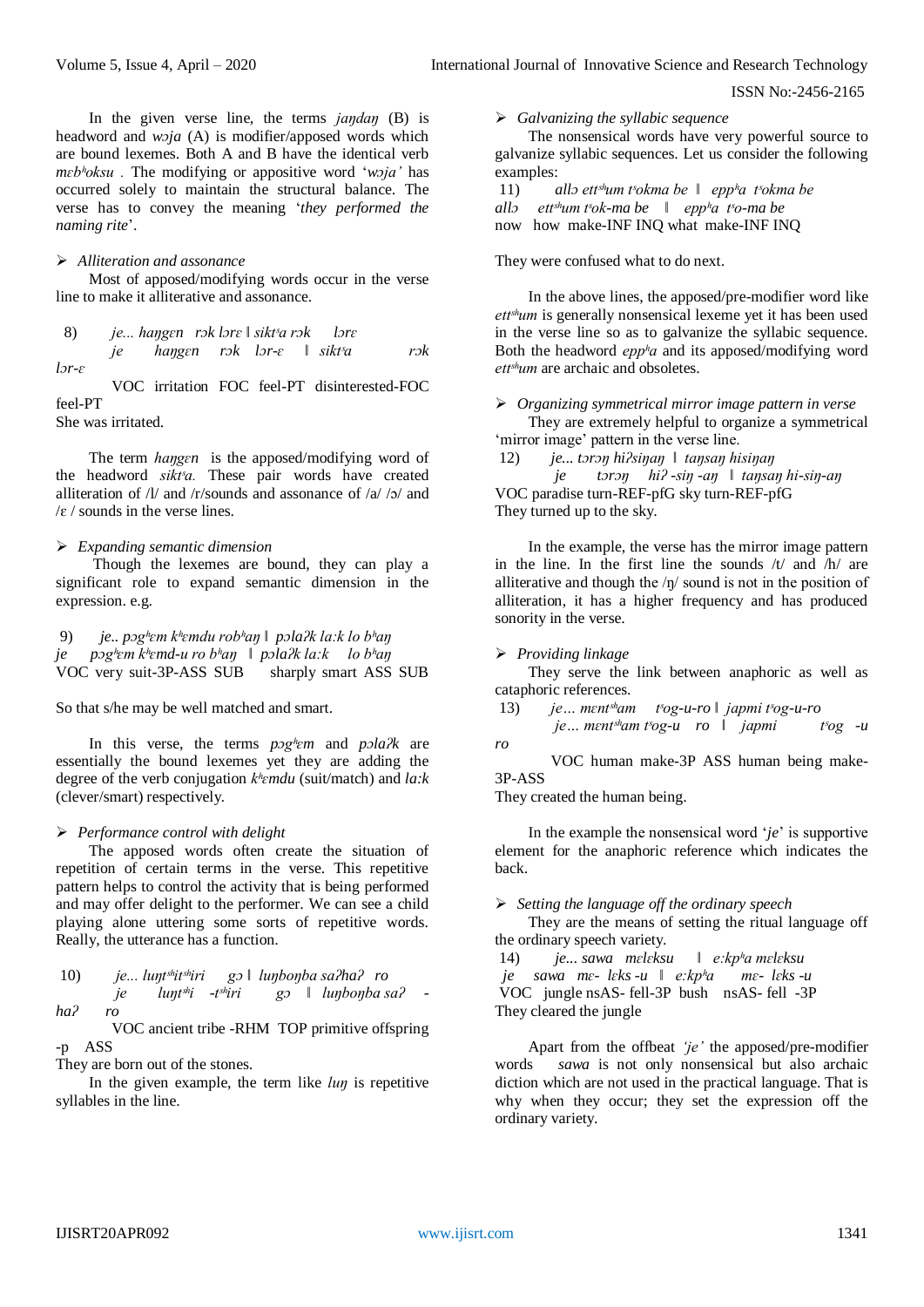In the given verse line, the terms *jaŋdaŋ* (B) is headword and *wɔja* (A) is modifier/apposed words which are bound lexemes. Both A and B have the identical verb *mɛbʰoksu* . The modifying or appositive word '*wɔja'* has occurred solely to maintain the structural balance. The verse has to convey the meaning '*they performed the naming rite*'.

➢ *Alliteration and assonance*

Most of apposed/modifying words occur in the verse line to make it alliterative and assonance.

8) *je... haŋgɛn rɔk lɔrɛ* ‖ *siktˢa rɔk lɔrɛ*
*je haŋgɛn rɔk lɔr-ɛ* ‖ *siktˢa rɔk lɔr-ɛ*
VOC irritation FOC feel-PT disinterested-FOC feel-PT
She was irritated.

The term *haŋgɛn* is the apposed/modifying word of the headword *siktˢa.* These pair words have created alliteration of /l/ and /r/sounds and assonance of /a/ /ɔ/ and /ɛ / sounds in the verse lines.

➢ *Expanding semantic dimension*

Though the lexemes are bound, they can play a significant role to expand semantic dimension in the expression. e.g.

9) *je.. pɔgʰɛm kʰɛmdu robʰaŋ* ‖ *pɔlaʔk la:k lo bʰaŋ*
*je pɔgʰɛm kʰɛmd-u ro bʰaŋ* ‖ *pɔlaʔk la:k lo bʰaŋ*
VOC very suit-3P-ASS SUB sharply smart ASS SUB

So that s/he may be well matched and smart.

In this verse, the terms *pɔgʰɛm* and *pɔlaʔk* are essentially the bound lexemes yet they are adding the degree of the verb conjugation *kʰɛmdu* (suit/match) and *la:k* (clever/smart) respectively.

➢ *Performance control with delight*

The apposed words often create the situation of repetition of certain terms in the verse. This repetitive pattern helps to control the activity that is being performed and may offer delight to the performer. We can see a child playing alone uttering some sorts of repetitive words. Really, the utterance has a function.

10) *je... luŋtˢʰitˢʰiri gɔ* ‖ *luŋboŋba saʔhaʔ ro*
*je luŋtˢʰi -tˢʰiri gɔ* ‖ *luŋboŋba saʔ -haʔ ro*
VOC ancient tribe -RHM TOP primitive offspring -p ASS
They are born out of the stones.

In the given example, the term like *luŋ* is repetitive syllables in the line.

➢ *Galvanizing the syllabic sequence*

The nonsensical words have very powerful source to galvanize syllabic sequences. Let us consider the following examples:

11) *allɔ ettˢʰum tˢokma be* ‖ *eppʰa tˢokma be*
*allɔ ettˢʰum tˢok-ma be* ‖ *eppʰa tˢo-ma be*
now how make-INF INQ what make-INF INQ

They were confused what to do next.

In the above lines, the apposed/pre-modifier word like *ettˢʰum* is generally nonsensical lexeme yet it has been used in the verse line so as to galvanize the syllabic sequence. Both the headword *eppʰa* and its apposed/modifying word *ettˢʰum* are archaic and obsoletes.

➢ *Organizing symmetrical mirror image pattern in verse*

They are extremely helpful to organize a symmetrical 'mirror image' pattern in the verse line.

12) *je... tɔrɔŋ hiʔsiŋaŋ* ‖ *taŋsaŋ hisiŋaŋ*
*je tɔrɔŋ hiʔ -siŋ -aŋ* ‖ *taŋsaŋ hi-siŋ-aŋ*
VOC paradise turn-REF-pfG sky turn-REF-pfG
They turned up to the sky.

In the example, the verse has the mirror image pattern in the line. In the first line the sounds /t/ and /h/ are alliterative and though the /ŋ/ sound is not in the position of alliteration, it has a higher frequency and has produced sonority in the verse.

➢ *Providing linkage*

They serve the link between anaphoric as well as cataphoric references.

13) *je… mɛntˢʰam tˢog-u-ro* ‖ *japmi tˢog-u-ro*
*je… mɛntˢʰam tˢog-u ro* ‖ *japmi tˢog -u ro*
VOC human make-3P ASS human being make-3P-ASS
They created the human being.

In the example the nonsensical word '*je*' is supportive element for the anaphoric reference which indicates the back.

➢ *Setting the language off the ordinary speech*

They are the means of setting the ritual language off the ordinary speech variety.

14) *je... sawa mɛlɛksu* ‖ *e:kpʰa mɛlɛksu*
*je sawa mɛ- lɛks -u* ‖ *e:kpʰa mɛ- lɛks -u*
VOC jungle nsAS- fell-3P bush nsAS- fell -3P
They cleared the jungle

Apart from the offbeat *'je'* the apposed/pre-modifier words *sawa* is not only nonsensical but also archaic diction which are not used in the practical language. That is why when they occur; they set the expression off the ordinary variety.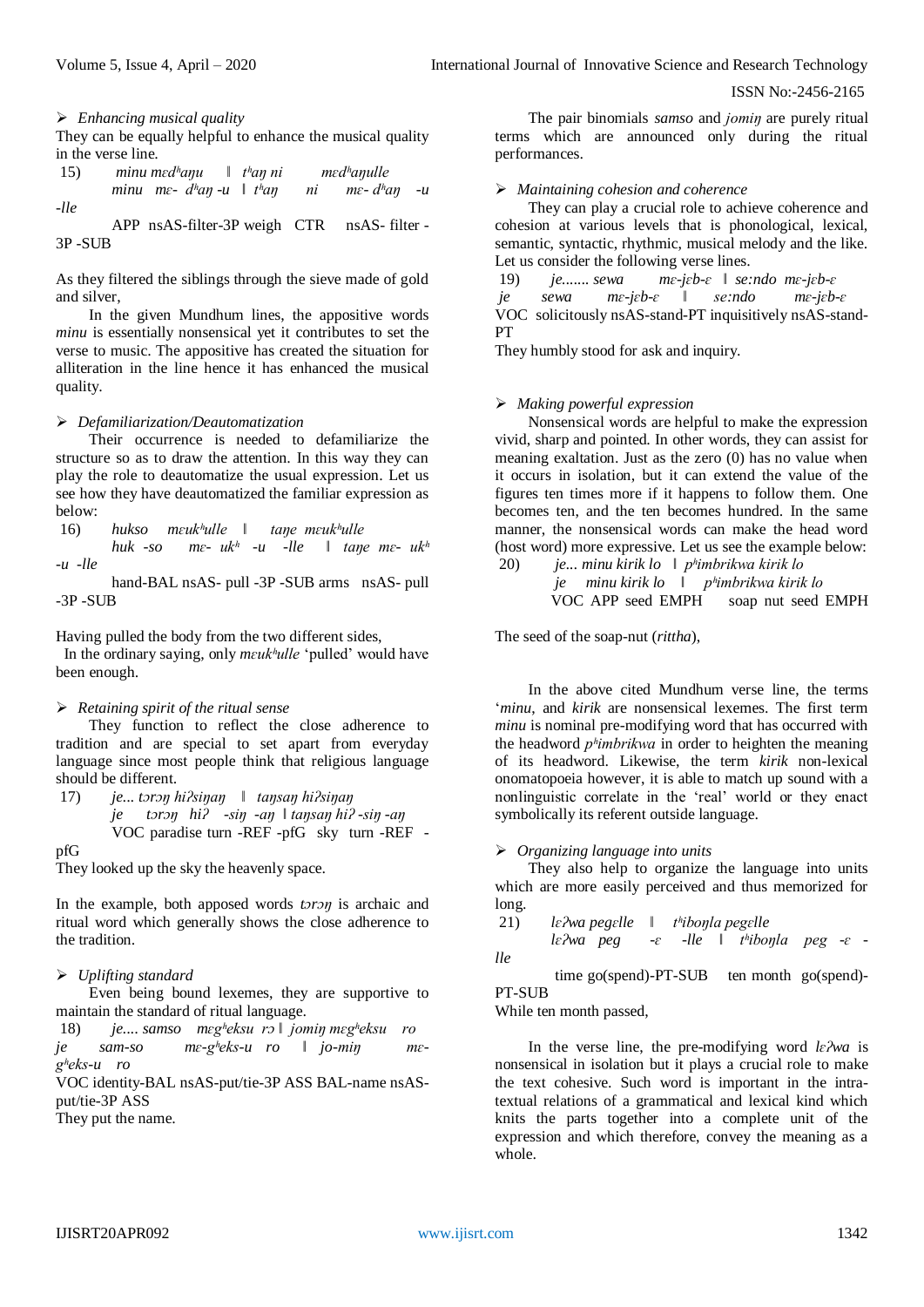➢ *Enhancing musical quality*

They can be equally helpful to enhance the musical quality in the verse line.

15) *minu mɛdʰaŋu ‖ tʰaŋ ni mɛdʰaŋulle*
*minu mɛ- dʰaŋ -u ‖ tʰaŋ ni mɛ- dʰaŋ -u -lle*
APP nsAS-filter-3P weigh CTR nsAS- filter -3P -SUB

As they filtered the siblings through the sieve made of gold and silver,

In the given Mundhum lines, the appositive words *minu* is essentially nonsensical yet it contributes to set the verse to music. The appositive has created the situation for alliteration in the line hence it has enhanced the musical quality.

➢ *Defamiliarization/Deautomatization*

Their occurrence is needed to defamiliarize the structure so as to draw the attention. In this way they can play the role to deautomatize the usual expression. Let us see how they have deautomatized the familiar expression as below:

16) *hukso mɛukʰulle ‖ taŋe mɛukʰulle*
*huk -so mɛ- ukʰ -u -lle ‖ taŋe mɛ- ukʰ -u -lle*
hand-BAL nsAS- pull -3P -SUB arms nsAS- pull -3P -SUB

Having pulled the body from the two different sides,

In the ordinary saying, only *mɛukʰulle* 'pulled' would have been enough.

➢ *Retaining spirit of the ritual sense*

They function to reflect the close adherence to tradition and are special to set apart from everyday language since most people think that religious language should be different.

17) *je... tɔrɔŋ hiʔsiŋaŋ ‖ taŋsaŋ hiʔsiŋaŋ*
*je tɔrɔŋ hiʔ -siŋ -aŋ ‖ taŋsaŋ hiʔ -siŋ -aŋ*
VOC paradise turn -REF -pfG sky turn -REF -pfG

They looked up the sky the heavenly space.

In the example, both apposed words *tɔrɔŋ* is archaic and ritual word which generally shows the close adherence to the tradition.

➢ *Uplifting standard*

Even being bound lexemes, they are supportive to maintain the standard of ritual language.

18) *je.... samso mɛgʰeksu rɔ ‖ jomiŋ mɛgʰeksu ro*
*je sam-so mɛ-gʰeks-u ro ‖ jo-miŋ mɛ-gʰeks-u ro*
VOC identity-BAL nsAS-put/tie-3P ASS BAL-name nsAS-put/tie-3P ASS

They put the name.

The pair binomials *samso* and *jomiŋ* are purely ritual terms which are announced only during the ritual performances.

➢ *Maintaining cohesion and coherence*

They can play a crucial role to achieve coherence and cohesion at various levels that is phonological, lexical, semantic, syntactic, rhythmic, musical melody and the like. Let us consider the following verse lines.

19) *je....... sewa mɛ-jɛb-ɛ ‖ se:ndo mɛ-jɛb-ɛ*
*je sewa mɛ-jɛb-ɛ ‖ se:ndo mɛ-jɛb-ɛ*
VOC solicitously nsAS-stand-PT inquisitively nsAS-stand-PT

They humbly stood for ask and inquiry.

➢ *Making powerful expression*

Nonsensical words are helpful to make the expression vivid, sharp and pointed. In other words, they can assist for meaning exaltation. Just as the zero (0) has no value when it occurs in isolation, but it can extend the value of the figures ten times more if it happens to follow them. One becomes ten, and the ten becomes hundred. In the same manner, the nonsensical words can make the head word (host word) more expressive. Let us see the example below:

20) *je... minu kirik lo ‖ pʰimbrikwa kirik lo*
*je minu kirik lo ‖ pʰimbrikwa kirik lo*
VOC APP seed EMPH soap nut seed EMPH

The seed of the soap-nut (*rittha*),

In the above cited Mundhum verse line, the terms '*minu*, and *kirik* are nonsensical lexemes. The first term *minu* is nominal pre-modifying word that has occurred with the headword *pʰimbrikwa* in order to heighten the meaning of its headword. Likewise, the term *kirik* non-lexical onomatopoeia however, it is able to match up sound with a nonlinguistic correlate in the 'real' world or they enact symbolically its referent outside language.

➢ *Organizing language into units*

They also help to organize the language into units which are more easily perceived and thus memorized for long.

21) *lɛʔwa pegɛlle ‖ tʰiboŋla pegɛlle*
*lɛʔwa peg -ɛ -lle ‖ tʰiboŋla peg -ɛ -lle*
time go(spend)-PT-SUB ten month go(spend)-PT-SUB

While ten month passed,

In the verse line, the pre-modifying word *lɛʔwa* is nonsensical in isolation but it plays a crucial role to make the text cohesive. Such word is important in the intra-textual relations of a grammatical and lexical kind which knits the parts together into a complete unit of the expression and which therefore, convey the meaning as a whole.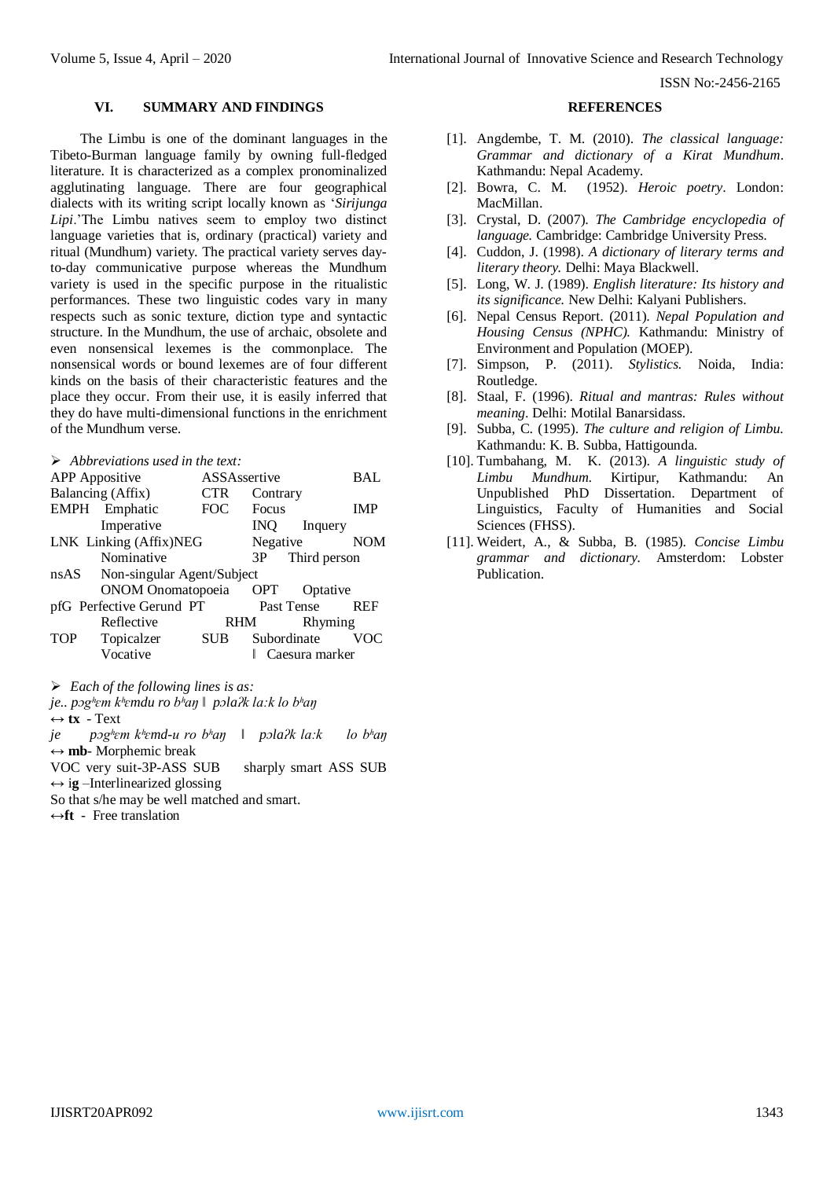## VI. SUMMARY AND FINDINGS

The Limbu is one of the dominant languages in the Tibeto-Burman language family by owning full-fledged literature. It is characterized as a complex pronominalized agglutinating language. There are four geographical dialects with its writing script locally known as '*Sirijunga Lipi*.'The Limbu natives seem to employ two distinct language varieties that is, ordinary (practical) variety and ritual (Mundhum) variety. The practical variety serves day-to-day communicative purpose whereas the Mundhum variety is used in the specific purpose in the ritualistic performances. These two linguistic codes vary in many respects such as sonic texture, diction type and syntactic structure. In the Mundhum, the use of archaic, obsolete and even nonsensical lexemes is the commonplace. The nonsensical words or bound lexemes are of four different kinds on the basis of their characteristic features and the place they occur. From their use, it is easily inferred that they do have multi-dimensional functions in the enrichment of the Mundhum verse.

➢ *Abbreviations used in the text:*

APP Appositive ASSAssertive BAL Balancing (Affix) CTR Contrary EMPH Emphatic FOC Focus IMP Imperative INQ Inquery LNK Linking (Affix)NEG Negative NOM Nominative 3P Third person nsAS Non-singular Agent/Subject ONOM Onomatopoeia OPT Optative pfG Perfective Gerund PT Past Tense REF Reflective RHM Rhyming TOP Topicalzer SUB Subordinate VOC Vocative ‖ Caesura marker

➢ *Each of the following lines is as:*

*je.. pɔgʰɛm kʰɛmdu ro bʰaŋ ‖ pɔlaʔk laːk lo bʰaŋ*
↔ **tx** - Text
*je pɔgʰɛm kʰɛmd-u ro bʰaŋ ‖ pɔlaʔk laːk lo bʰaŋ*
↔ **mb**- Morphemic break
VOC very suit-3P-ASS SUB sharply smart ASS SUB
↔ i**g** –Interlinearized glossing
So that s/he may be well matched and smart.
↔**ft** - Free translation

## REFERENCES

[1]. Angdembe, T. M. (2010). *The classical language: Grammar and dictionary of a Kirat Mundhum*. Kathmandu: Nepal Academy.
[2]. Bowra, C. M. (1952). *Heroic poetry*. London: MacMillan.
[3]. Crystal, D. (2007). *The Cambridge encyclopedia of language.* Cambridge: Cambridge University Press.
[4]. Cuddon, J. (1998). *A dictionary of literary terms and literary theory.* Delhi: Maya Blackwell.
[5]. Long, W. J. (1989). *English literature: Its history and its significance.* New Delhi: Kalyani Publishers.
[6]. Nepal Census Report. (2011). *Nepal Population and Housing Census (NPHC).* Kathmandu: Ministry of Environment and Population (MOEP).
[7]. Simpson, P. (2011). *Stylistics.* Noida, India: Routledge.
[8]. Staal, F. (1996). *Ritual and mantras: Rules without meaning*. Delhi: Motilal Banarsidass.
[9]. Subba, C. (1995). *The culture and religion of Limbu.* Kathmandu: K. B. Subba, Hattigounda.
[10]. Tumbahang, M. K. (2013). *A linguistic study of Limbu Mundhum.* Kirtipur, Kathmandu: An Unpublished PhD Dissertation. Department of Linguistics, Faculty of Humanities and Social Sciences (FHSS).
[11]. Weidert, A., & Subba, B. (1985). *Concise Limbu grammar and dictionary.* Amsterdom: Lobster Publication.